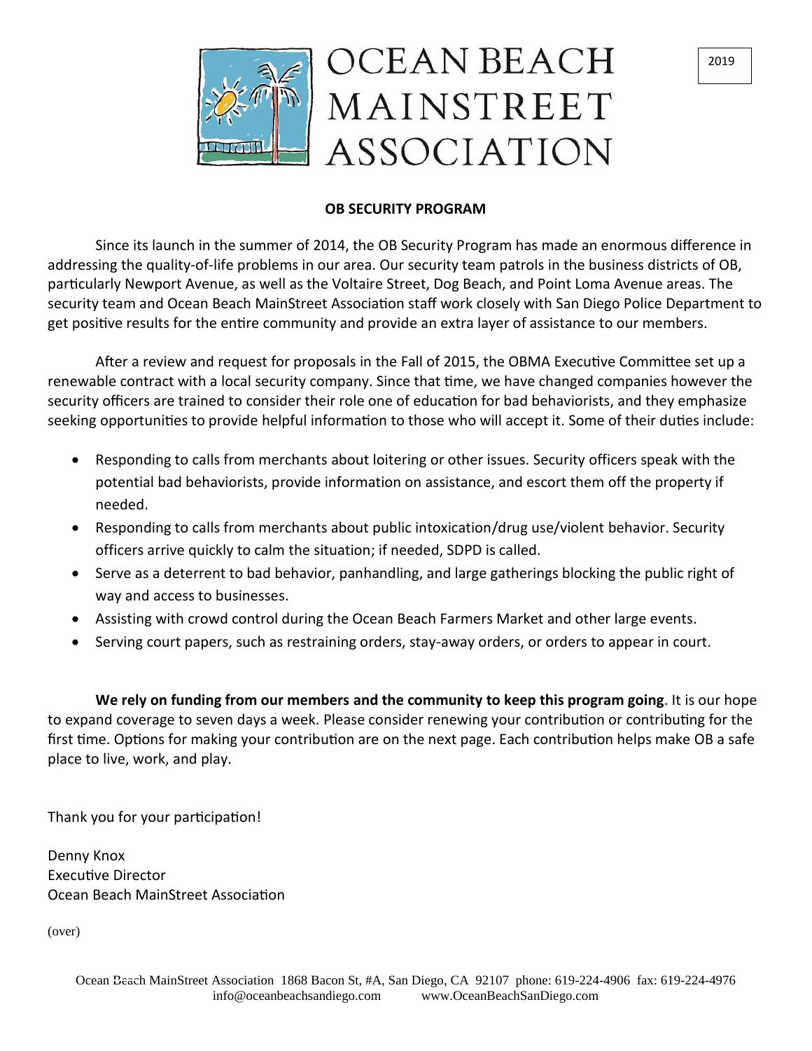# OCEAN BEACH MAINSTREET ASSOCIATION

2019

## OB SECURITY PROGRAM

Since its launch in the summer of 2014, the OB Security Program has made an enormous difference in addressing the quality-of-life problems in our area. Our security team patrols in the business districts of OB, particularly Newport Avenue, as well as the Voltaire Street, Dog Beach, and Point Loma Avenue areas. The security team and Ocean Beach MainStreet Association staff work closely with San Diego Police Department to get positive results for the entire community and provide an extra layer of assistance to our members.

After a review and request for proposals in the Fall of 2015, the OBMA Executive Committee set up a renewable contract with a local security company. Since that time, we have changed companies however the security officers are trained to consider their role one of education for bad behaviorists, and they emphasize seeking opportunities to provide helpful information to those who will accept it. Some of their duties include:

- Responding to calls from merchants about loitering or other issues. Security officers speak with the potential bad behaviorists, provide information on assistance, and escort them off the property if needed.
- Responding to calls from merchants about public intoxication/drug use/violent behavior. Security officers arrive quickly to calm the situation; if needed, SDPD is called.
- Serve as a deterrent to bad behavior, panhandling, and large gatherings blocking the public right of way and access to businesses.
- Assisting with crowd control during the Ocean Beach Farmers Market and other large events.
- Serving court papers, such as restraining orders, stay-away orders, or orders to appear in court.

**We rely on funding from our members and the community to keep this program going**. It is our hope to expand coverage to seven days a week. Please consider renewing your contribution or contributing for the first time. Options for making your contribution are on the next page. Each contribution helps make OB a safe place to live, work, and play.

Thank you for your participation!

Denny Knox
Executive Director
Ocean Beach MainStreet Association

(over)

Ocean Beach MainStreet Association 1868 Bacon St, #A, San Diego, CA 92107 phone: 619-224-4906 fax: 619-224-4976
info@oceanbeachsandiego.com www.OceanBeachSanDiego.com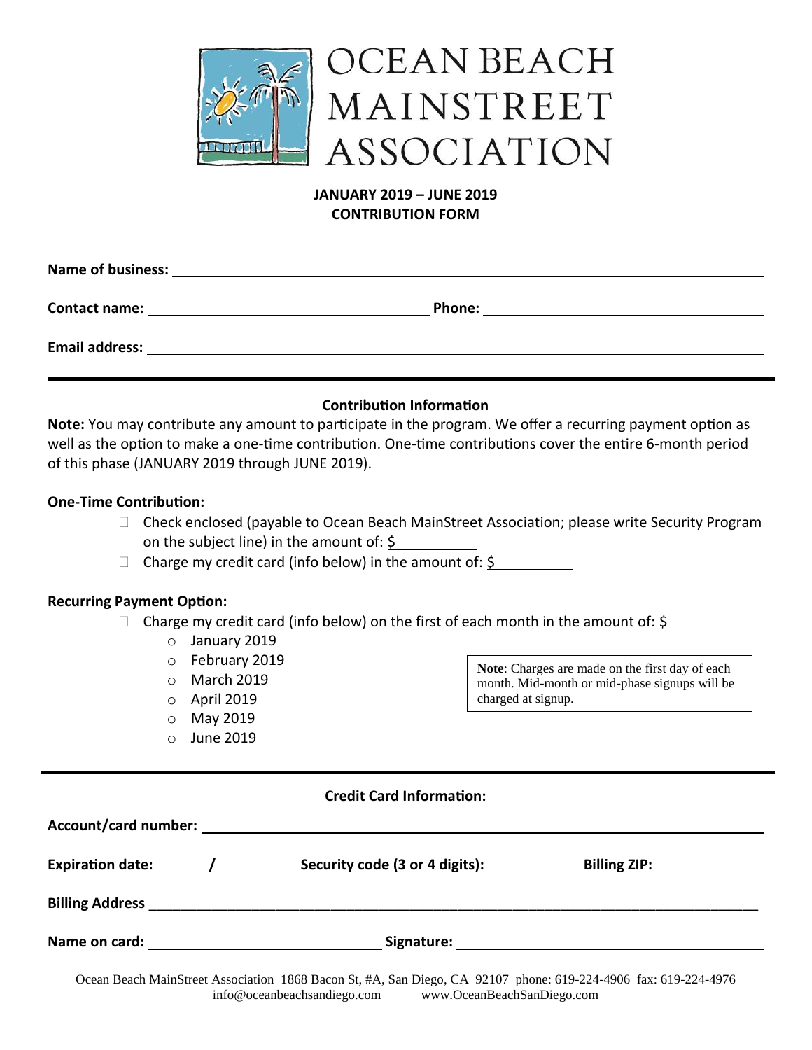# OCEAN BEACH MAINSTREET ASSOCIATION

**JANUARY 2019 – JUNE 2019**
**CONTRIBUTION FORM**

**Name of business:** ______________________________________________

**Contact name:** ______________________ **Phone:** ______________________

**Email address:** ______________________________________________

---

**Contribution Information**

**Note:** You may contribute any amount to participate in the program. We offer a recurring payment option as well as the option to make a one-time contribution. One-time contributions cover the entire 6-month period of this phase (JANUARY 2019 through JUNE 2019).

**One-Time Contribution:**

- ☐ Check enclosed (payable to Ocean Beach MainStreet Association; please write Security Program on the subject line) in the amount of: $__________
- ☐ Charge my credit card (info below) in the amount of: $__________

**Recurring Payment Option:**

- ☐ Charge my credit card (info below) on the first of each month in the amount of: $__________
  - January 2019
  - February 2019
  - March 2019
  - April 2019
  - May 2019
  - June 2019

**Note**: Charges are made on the first day of each month. Mid-month or mid-phase signups will be charged at signup.

---

**Credit Card Information:**

**Account/card number:** ______________________________________________

**Expiration date:** _____/_______ **Security code (3 or 4 digits):** __________ **Billing ZIP:** __________

**Billing Address** ______________________________________________

**Name on card:** ______________________ **Signature:** ______________________

Ocean Beach MainStreet Association 1868 Bacon St, #A, San Diego, CA 92107 phone: 619-224-4906 fax: 619-224-4976
info@oceanbeachsandiego.com www.OceanBeachSanDiego.com